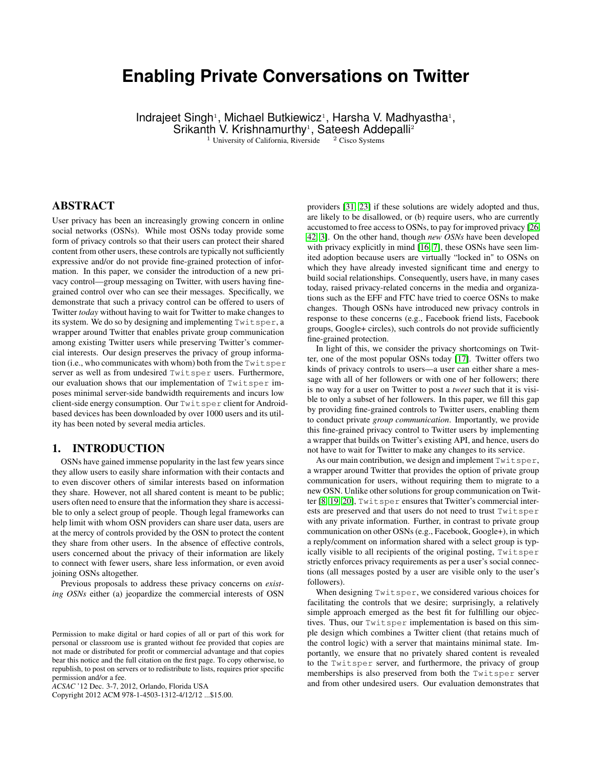# Enabling Private Conversations on Twitter

Indrajeet Singh[1], Michael Butkiewicz[1], Harsha V. Madhyastha[1], Srikanth V. Krishnamurthy[1], Sateesh Addepalli[2]

[1] University of California, Riverside  [2] Cisco Systems

## ABSTRACT

User privacy has been an increasingly growing concern in online social networks (OSNs). While most OSNs today provide some form of privacy controls so that their users can protect their shared content from other users, these controls are typically not sufficiently expressive and/or do not provide fine-grained protection of information. In this paper, we consider the introduction of a new privacy control—group messaging on Twitter, with users having fine-grained control over who can see their messages. Specifically, we demonstrate that such a privacy control can be offered to users of Twitter *today* without having to wait for Twitter to make changes to its system. We do so by designing and implementing `Twitsper`, a wrapper around Twitter that enables private group communication among existing Twitter users while preserving Twitter's commercial interests. Our design preserves the privacy of group information (i.e., who communicates with whom) both from the `Twitsper` server as well as from undesired `Twitsper` users. Furthermore, our evaluation shows that our implementation of `Twitsper` imposes minimal server-side bandwidth requirements and incurs low client-side energy consumption. Our `Twitsper` client for Android-based devices has been downloaded by over 1000 users and its utility has been noted by several media articles.

## 1. INTRODUCTION

OSNs have gained immense popularity in the last few years since they allow users to easily share information with their contacts and to even discover others of similar interests based on information they share. However, not all shared content is meant to be public; users often need to ensure that the information they share is accessible to only a select group of people. Though legal frameworks can help limit with whom OSN providers can share user data, users are at the mercy of controls provided by the OSN to protect the content they share from other users. In the absence of effective controls, users concerned about the privacy of their information are likely to connect with fewer users, share less information, or even avoid joining OSNs altogether.

Previous proposals to address these privacy concerns on *existing OSNs* either (a) jeopardize the commercial interests of OSN providers [31, 23] if these solutions are widely adopted and thus, are likely to be disallowed, or (b) require users, who are currently accustomed to free access to OSNs, to pay for improved privacy [26, 42, 3]. On the other hand, though *new OSNs* have been developed with privacy explicitly in mind [16, 7], these OSNs have seen limited adoption because users are virtually "locked in" to OSNs on which they have already invested significant time and energy to build social relationships. Consequently, users have, in many cases today, raised privacy-related concerns in the media and organizations such as the EFF and FTC have tried to coerce OSNs to make changes. Though OSNs have introduced new privacy controls in response to these concerns (e.g., Facebook friend lists, Facebook groups, Google+ circles), such controls do not provide sufficiently fine-grained protection.

In light of this, we consider the privacy shortcomings on Twitter, one of the most popular OSNs today [17]. Twitter offers two kinds of privacy controls to users—a user can either share a message with all of her followers or with one of her followers; there is no way for a user on Twitter to post a *tweet* such that it is visible to only a subset of her followers. In this paper, we fill this gap by providing fine-grained controls to Twitter users, enabling them to conduct private *group communication*. Importantly, we provide this fine-grained privacy control to Twitter users by implementing a wrapper that builds on Twitter's existing API, and hence, users do not have to wait for Twitter to make any changes to its service.

As our main contribution, we design and implement `Twitsper`, a wrapper around Twitter that provides the option of private group communication for users, without requiring them to migrate to a new OSN. Unlike other solutions for group communication on Twitter [8, 19, 20], `Twitsper` ensures that Twitter's commercial interests are preserved and that users do not need to trust `Twitsper` with any private information. Further, in contrast to private group communication on other OSNs (e.g., Facebook, Google+), in which a reply/comment on information shared with a select group is typically visible to all recipients of the original posting, `Twitsper` strictly enforces privacy requirements as per a user's social connections (all messages posted by a user are visible only to the user's followers).

When designing `Twitsper`, we considered various choices for facilitating the controls that we desire; surprisingly, a relatively simple approach emerged as the best fit for fulfilling our objectives. Thus, our `Twitsper` implementation is based on this simple design which combines a Twitter client (that retains much of the control logic) with a server that maintains minimal state. Importantly, we ensure that no privately shared content is revealed to the `Twitsper` server, and furthermore, the privacy of group memberships is also preserved from both the `Twitsper` server and from other undesired users. Our evaluation demonstrates that

Permission to make digital or hard copies of all or part of this work for personal or classroom use is granted without fee provided that copies are not made or distributed for profit or commercial advantage and that copies bear this notice and the full citation on the first page. To copy otherwise, to republish, to post on servers or to redistribute to lists, requires prior specific permission and/or a fee.
*ACSAC* '12 Dec. 3-7, 2012, Orlando, Florida USA
Copyright 2012 ACM 978-1-4503-1312-4/12/12 ...$15.00.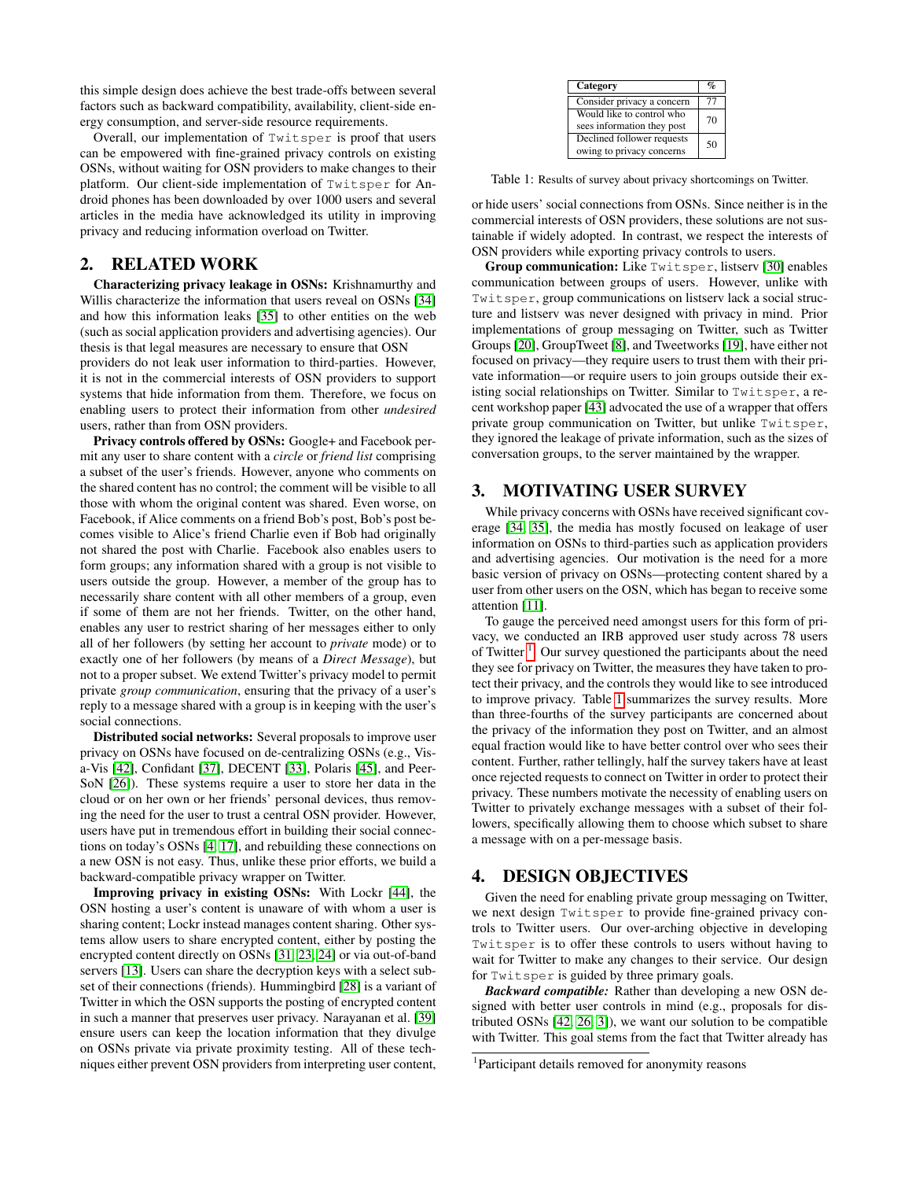this simple design does achieve the best trade-offs between several factors such as backward compatibility, availability, client-side energy consumption, and server-side resource requirements.

Overall, our implementation of Twitsper is proof that users can be empowered with fine-grained privacy controls on existing OSNs, without waiting for OSN providers to make changes to their platform. Our client-side implementation of Twitsper for Android phones has been downloaded by over 1000 users and several articles in the media have acknowledged its utility in improving privacy and reducing information overload on Twitter.

## 2. RELATED WORK

**Characterizing privacy leakage in OSNs:** Krishnamurthy and Willis characterize the information that users reveal on OSNs [34] and how this information leaks [35] to other entities on the web (such as social application providers and advertising agencies). Our thesis is that legal measures are necessary to ensure that OSN providers do not leak user information to third-parties. However, it is not in the commercial interests of OSN providers to support systems that hide information from them. Therefore, we focus on enabling users to protect their information from other *undesired* users, rather than from OSN providers.

**Privacy controls offered by OSNs:** Google+ and Facebook permit any user to share content with a *circle* or *friend list* comprising a subset of the user's friends. However, anyone who comments on the shared content has no control; the comment will be visible to all those with whom the original content was shared. Even worse, on Facebook, if Alice comments on a friend Bob's post, Bob's post becomes visible to Alice's friend Charlie even if Bob had originally not shared the post with Charlie. Facebook also enables users to form groups; any information shared with a group is not visible to users outside the group. However, a member of the group has to necessarily share content with all other members of a group, even if some of them are not her friends. Twitter, on the other hand, enables any user to restrict sharing of her messages either to only all of her followers (by setting her account to *private* mode) or to exactly one of her followers (by means of a *Direct Message*), but not to a proper subset. We extend Twitter's privacy model to permit private *group communication*, ensuring that the privacy of a user's reply to a message shared with a group is in keeping with the user's social connections.

**Distributed social networks:** Several proposals to improve user privacy on OSNs have focused on de-centralizing OSNs (e.g., Vis-a-Vis [42], Confidant [37], DECENT [33], Polaris [45], and PeerSoN [26]). These systems require a user to store her data in the cloud or on her own or her friends' personal devices, thus removing the need for the user to trust a central OSN provider. However, users have put in tremendous effort in building their social connections on today's OSNs [4, 17], and rebuilding these connections on a new OSN is not easy. Thus, unlike these prior efforts, we build a backward-compatible privacy wrapper on Twitter.

**Improving privacy in existing OSNs:** With Lockr [44], the OSN hosting a user's content is unaware of with whom a user is sharing content; Lockr instead manages content sharing. Other systems allow users to share encrypted content, either by posting the encrypted content directly on OSNs [31, 23, 24] or via out-of-band servers [13]. Users can share the decryption keys with a select subset of their connections (friends). Hummingbird [28] is a variant of Twitter in which the OSN supports the posting of encrypted content in such a manner that preserves user privacy. Narayanan et al. [39] ensure users can keep the location information that they divulge on OSNs private via private proximity testing. All of these techniques either prevent OSN providers from interpreting user content, or hide users' social connections from OSNs. Since neither is in the commercial interests of OSN providers, these solutions are not sustainable if widely adopted. In contrast, we respect the interests of OSN providers while exporting privacy controls to users.

**Group communication:** Like Twitsper, listserv [30] enables communication between groups of users. However, unlike with Twitsper, group communications on listserv lack a social structure and listserv was never designed with privacy in mind. Prior implementations of group messaging on Twitter, such as Twitter Groups [20], GroupTweet [8], and Tweetworks [19], have either not focused on privacy—they require users to trust them with their private information—or require users to join groups outside their existing social relationships on Twitter. Similar to Twitsper, a recent workshop paper [43] advocated the use of a wrapper that offers private group communication on Twitter, but unlike Twitsper, they ignored the leakage of private information, such as the sizes of conversation groups, to the server maintained by the wrapper.

| Category | % |
|---|---|
| Consider privacy a concern | 77 |
| Would like to control who sees information they post | 70 |
| Declined follower requests owing to privacy concerns | 50 |

Table 1: Results of survey about privacy shortcomings on Twitter.

## 3. MOTIVATING USER SURVEY

While privacy concerns with OSNs have received significant coverage [34, 35], the media has mostly focused on leakage of user information on OSNs to third-parties such as application providers and advertising agencies. Our motivation is the need for a more basic version of privacy on OSNs—protecting content shared by a user from other users on the OSN, which has began to receive some attention [11].

To gauge the perceived need amongst users for this form of privacy, we conducted an IRB approved user study across 78 users of Twitter.[1] Our survey questioned the participants about the need they see for privacy on Twitter, the measures they have taken to protect their privacy, and the controls they would like to see introduced to improve privacy. Table 1 summarizes the survey results. More than three-fourths of the survey participants are concerned about the privacy of the information they post on Twitter, and an almost equal fraction would like to have better control over who sees their content. Further, rather tellingly, half the survey takers have at least once rejected requests to connect on Twitter in order to protect their privacy. These numbers motivate the necessity of enabling users on Twitter to privately exchange messages with a subset of their followers, specifically allowing them to choose which subset to share a message with on a per-message basis.

## 4. DESIGN OBJECTIVES

Given the need for enabling private group messaging on Twitter, we next design Twitsper to provide fine-grained privacy controls to Twitter users. Our over-arching objective in developing Twitsper is to offer these controls to users without having to wait for Twitter to make any changes to their service. Our design for Twitsper is guided by three primary goals.

***Backward compatible:*** Rather than developing a new OSN designed with better user controls in mind (e.g., proposals for distributed OSNs [42, 26, 3]), we want our solution to be compatible with Twitter. This goal stems from the fact that Twitter already has

[1]Participant details removed for anonymity reasons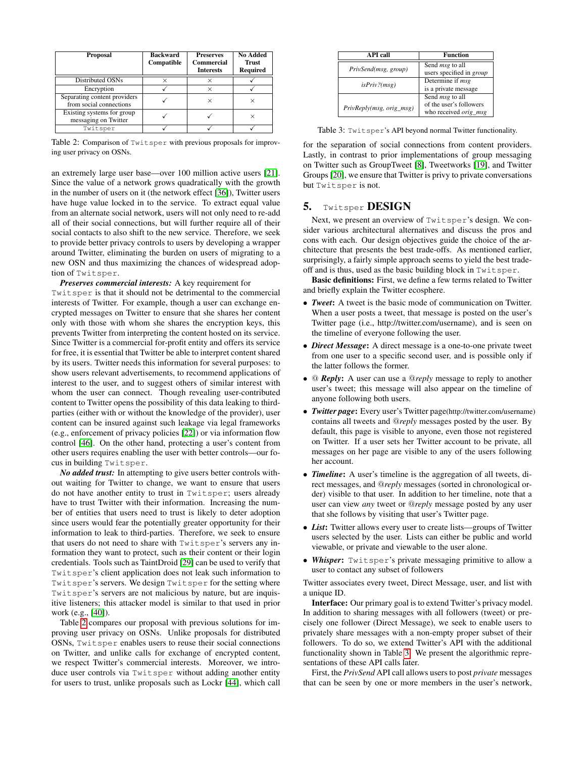| Proposal | Backward Compatible | Preserves Commercial Interests | No Added Trust Required |
|---|---|---|---|
| Distributed OSNs | × | × | ✓ |
| Encryption | ✓ | × | ✓ |
| Separating content providers from social connections | ✓ | × | × |
| Existing systems for group messaging on Twitter | ✓ | ✓ | × |
| Twitsper | ✓ | ✓ | ✓ |

Table 2: Comparison of Twitsper with previous proposals for improving user privacy on OSNs.

an extremely large user base—over 100 million active users [21]. Since the value of a network grows quadratically with the growth in the number of users on it (the network effect [36]), Twitter users have huge value locked in to the service. To extract equal value from an alternate social network, users will not only need to re-add all of their social connections, but will further require all of their social contacts to also shift to the new service. Therefore, we seek to provide better privacy controls to users by developing a wrapper around Twitter, eliminating the burden on users of migrating to a new OSN and thus maximizing the chances of widespread adoption of Twitsper.

***Preserves commercial interests:*** A key requirement for Twitsper is that it should not be detrimental to the commercial interests of Twitter. For example, though a user can exchange encrypted messages on Twitter to ensure that she shares her content only with those with whom she shares the encryption keys, this prevents Twitter from interpreting the content hosted on its service. Since Twitter is a commercial for-profit entity and offers its service for free, it is essential that Twitter be able to interpret content shared by its users. Twitter needs this information for several purposes: to show users relevant advertisements, to recommend applications of interest to the user, and to suggest others of similar interest with whom the user can connect. Though revealing user-contributed content to Twitter opens the possibility of this data leaking to third-parties (either with or without the knowledge of the provider), user content can be insured against such leakage via legal frameworks (e.g., enforcement of privacy policies [22]) or via information flow control [46]. On the other hand, protecting a user's content from other users requires enabling the user with better controls—our focus in building Twitsper.

***No added trust:*** In attempting to give users better controls without waiting for Twitter to change, we want to ensure that users do not have another entity to trust in Twitsper; users already have to trust Twitter with their information. Increasing the number of entities that users need to trust is likely to deter adoption since users would fear the potentially greater opportunity for their information to leak to third-parties. Therefore, we seek to ensure that users do not need to share with Twitsper's servers any information they want to protect, such as their content or their login credentials. Tools such as TaintDroid [29] can be used to verify that Twitsper's client application does not leak such information to Twitsper's servers. We design Twitsper for the setting where Twitsper's servers are not malicious by nature, but are inquisitive listeners; this attacker model is similar to that used in prior work (e.g., [40]).

Table 2 compares our proposal with previous solutions for improving user privacy on OSNs. Unlike proposals for distributed OSNs, Twitsper enables users to reuse their social connections on Twitter, and unlike calls for exchange of encrypted content, we respect Twitter's commercial interests. Moreover, we introduce user controls via Twitsper without adding another entity for users to trust, unlike proposals such as Lockr [44], which call for the separation of social connections from content providers. Lastly, in contrast to prior implementations of group messaging on Twitter such as GroupTweet [8], Tweetworks [19], and Twitter Groups [20], we ensure that Twitter is privy to private conversations but Twitsper is not.

| API call | Function |
|---|---|
| *PrivSend(msg, group)* | Send *msg* to all users specified in *group* |
| *isPriv?(msg)* | Determine if *msg* is a private message |
| *PrivReply(msg, orig_msg)* | Send *msg* to all of the user's followers who received *orig_msg* |

Table 3: Twitsper's API beyond normal Twitter functionality.

## 5. Twitsper DESIGN

Next, we present an overview of Twitsper's design. We consider various architectural alternatives and discuss the pros and cons with each. Our design objectives guide the choice of the architecture that presents the best trade-offs. As mentioned earlier, surprisingly, a fairly simple approach seems to yield the best trade-off and is thus, used as the basic building block in Twitsper.

**Basic definitions:** First, we define a few terms related to Twitter and briefly explain the Twitter ecosphere.

- ***Tweet*:** A tweet is the basic mode of communication on Twitter. When a user posts a tweet, that message is posted on the user's Twitter page (i.e., http://twitter.com/username), and is seen on the timeline of everyone following the user.
- ***Direct Message*:** A direct message is a one-to-one private tweet from one user to a specific second user, and is possible only if the latter follows the former.
- ***@ Reply*:** A user can use a *@reply* message to reply to another user's tweet; this message will also appear on the timeline of anyone following both users.
- ***Twitter page*:** Every user's Twitter page(http://twitter.com/username) contains all tweets and *@reply* messages posted by the user. By default, this page is visible to anyone, even those not registered on Twitter. If a user sets her Twitter account to be private, all messages on her page are visible to any of the users following her account.
- ***Timeline*:** A user's timeline is the aggregation of all tweets, direct messages, and *@reply* messages (sorted in chronological order) visible to that user. In addition to her timeline, note that a user can view *any* tweet or *@reply* message posted by any user that she follows by visiting that user's Twitter page.
- ***List*:** Twitter allows every user to create lists—groups of Twitter users selected by the user. Lists can either be public and world viewable, or private and viewable to the user alone.
- ***Whisper*:** Twitsper's private messaging primitive to allow a user to contact any subset of followers

Twitter associates every tweet, Direct Message, user, and list with a unique ID.

**Interface:** Our primary goal is to extend Twitter's privacy model. In addition to sharing messages with all followers (tweet) or precisely one follower (Direct Message), we seek to enable users to privately share messages with a non-empty proper subset of their followers. To do so, we extend Twitter's API with the additional functionality shown in Table 3. We present the algorithmic representations of these API calls later.

First, the *PrivSend* API call allows users to post *private* messages that can be seen by one or more members in the user's network,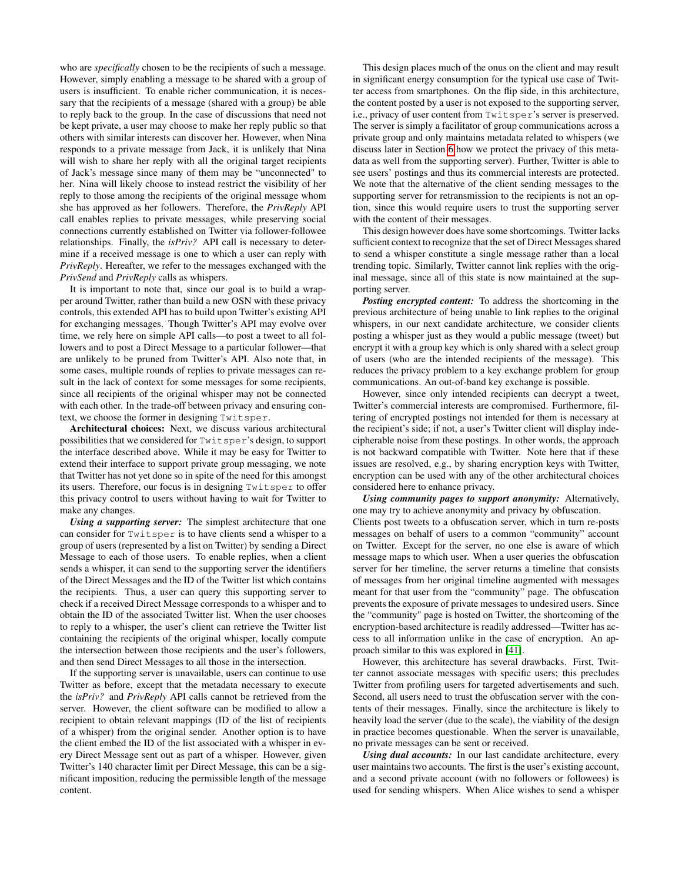who are *specifically* chosen to be the recipients of such a message. However, simply enabling a message to be shared with a group of users is insufficient. To enable richer communication, it is necessary that the recipients of a message (shared with a group) be able to reply back to the group. In the case of discussions that need not be kept private, a user may choose to make her reply public so that others with similar interests can discover her. However, when Nina responds to a private message from Jack, it is unlikely that Nina will wish to share her reply with all the original target recipients of Jack's message since many of them may be "unconnected" to her. Nina will likely choose to instead restrict the visibility of her reply to those among the recipients of the original message whom she has approved as her followers. Therefore, the *PrivReply* API call enables replies to private messages, while preserving social connections currently established on Twitter via follower-followee relationships. Finally, the *isPriv?* API call is necessary to determine if a received message is one to which a user can reply with *PrivReply*. Hereafter, we refer to the messages exchanged with the *PrivSend* and *PrivReply* calls as whispers.

It is important to note that, since our goal is to build a wrapper around Twitter, rather than build a new OSN with these privacy controls, this extended API has to build upon Twitter's existing API for exchanging messages. Though Twitter's API may evolve over time, we rely here on simple API calls—to post a tweet to all followers and to post a Direct Message to a particular follower—that are unlikely to be pruned from Twitter's API. Also note that, in some cases, multiple rounds of replies to private messages can result in the lack of context for some messages for some recipients, since all recipients of the original whisper may not be connected with each other. In the trade-off between privacy and ensuring context, we choose the former in designing `Twitsper`.

**Architectural choices:** Next, we discuss various architectural possibilities that we considered for `Twitsper`'s design, to support the interface described above. While it may be easy for Twitter to extend their interface to support private group messaging, we note that Twitter has not yet done so in spite of the need for this amongst its users. Therefore, our focus is in designing `Twitsper` to offer this privacy control to users without having to wait for Twitter to make any changes.

***Using a supporting server:*** The simplest architecture that one can consider for `Twitsper` is to have clients send a whisper to a group of users (represented by a list on Twitter) by sending a Direct Message to each of those users. To enable replies, when a client sends a whisper, it can send to the supporting server the identifiers of the Direct Messages and the ID of the Twitter list which contains the recipients. Thus, a user can query this supporting server to check if a received Direct Message corresponds to a whisper and to obtain the ID of the associated Twitter list. When the user chooses to reply to a whisper, the user's client can retrieve the Twitter list containing the recipients of the original whisper, locally compute the intersection between those recipients and the user's followers, and then send Direct Messages to all those in the intersection.

If the supporting server is unavailable, users can continue to use Twitter as before, except that the metadata necessary to execute the *isPriv?* and *PrivReply* API calls cannot be retrieved from the server. However, the client software can be modified to allow a recipient to obtain relevant mappings (ID of the list of recipients of a whisper) from the original sender. Another option is to have the client embed the ID of the list associated with a whisper in every Direct Message sent out as part of a whisper. However, given Twitter's 140 character limit per Direct Message, this can be a significant imposition, reducing the permissible length of the message content.

This design places much of the onus on the client and may result in significant energy consumption for the typical use case of Twitter access from smartphones. On the flip side, in this architecture, the content posted by a user is not exposed to the supporting server, i.e., privacy of user content from `Twitsper`'s server is preserved. The server is simply a facilitator of group communications across a private group and only maintains metadata related to whispers (we discuss later in Section 6 how we protect the privacy of this metadata as well from the supporting server). Further, Twitter is able to see users' postings and thus its commercial interests are protected. We note that the alternative of the client sending messages to the supporting server for retransmission to the recipients is not an option, since this would require users to trust the supporting server with the content of their messages.

This design however does have some shortcomings. Twitter lacks sufficient context to recognize that the set of Direct Messages shared to send a whisper constitute a single message rather than a local trending topic. Similarly, Twitter cannot link replies with the original message, since all of this state is now maintained at the supporting server.

***Posting encrypted content:*** To address the shortcoming in the previous architecture of being unable to link replies to the original whispers, in our next candidate architecture, we consider clients posting a whisper just as they would a public message (tweet) but encrypt it with a group key which is only shared with a select group of users (who are the intended recipients of the message). This reduces the privacy problem to a key exchange problem for group communications. An out-of-band key exchange is possible.

However, since only intended recipients can decrypt a tweet, Twitter's commercial interests are compromised. Furthermore, filtering of encrypted postings not intended for them is necessary at the recipient's side; if not, a user's Twitter client will display indecipherable noise from these postings. In other words, the approach is not backward compatible with Twitter. Note here that if these issues are resolved, e.g., by sharing encryption keys with Twitter, encryption can be used with any of the other architectural choices considered here to enhance privacy.

***Using community pages to support anonymity:*** Alternatively, one may try to achieve anonymity and privacy by obfuscation. Clients post tweets to a obfuscation server, which in turn re-posts messages on behalf of users to a common "community" account on Twitter. Except for the server, no one else is aware of which message maps to which user. When a user queries the obfuscation server for her timeline, the server returns a timeline that consists of messages from her original timeline augmented with messages meant for that user from the "community" page. The obfuscation prevents the exposure of private messages to undesired users. Since the "community" page is hosted on Twitter, the shortcoming of the encryption-based architecture is readily addressed—Twitter has access to all information unlike in the case of encryption. An approach similar to this was explored in [41].

However, this architecture has several drawbacks. First, Twitter cannot associate messages with specific users; this precludes Twitter from profiling users for targeted advertisements and such. Second, all users need to trust the obfuscation server with the contents of their messages. Finally, since the architecture is likely to heavily load the server (due to the scale), the viability of the design in practice becomes questionable. When the server is unavailable, no private messages can be sent or received.

***Using dual accounts:*** In our last candidate architecture, every user maintains two accounts. The first is the user's existing account, and a second private account (with no followers or followees) is used for sending whispers. When Alice wishes to send a whisper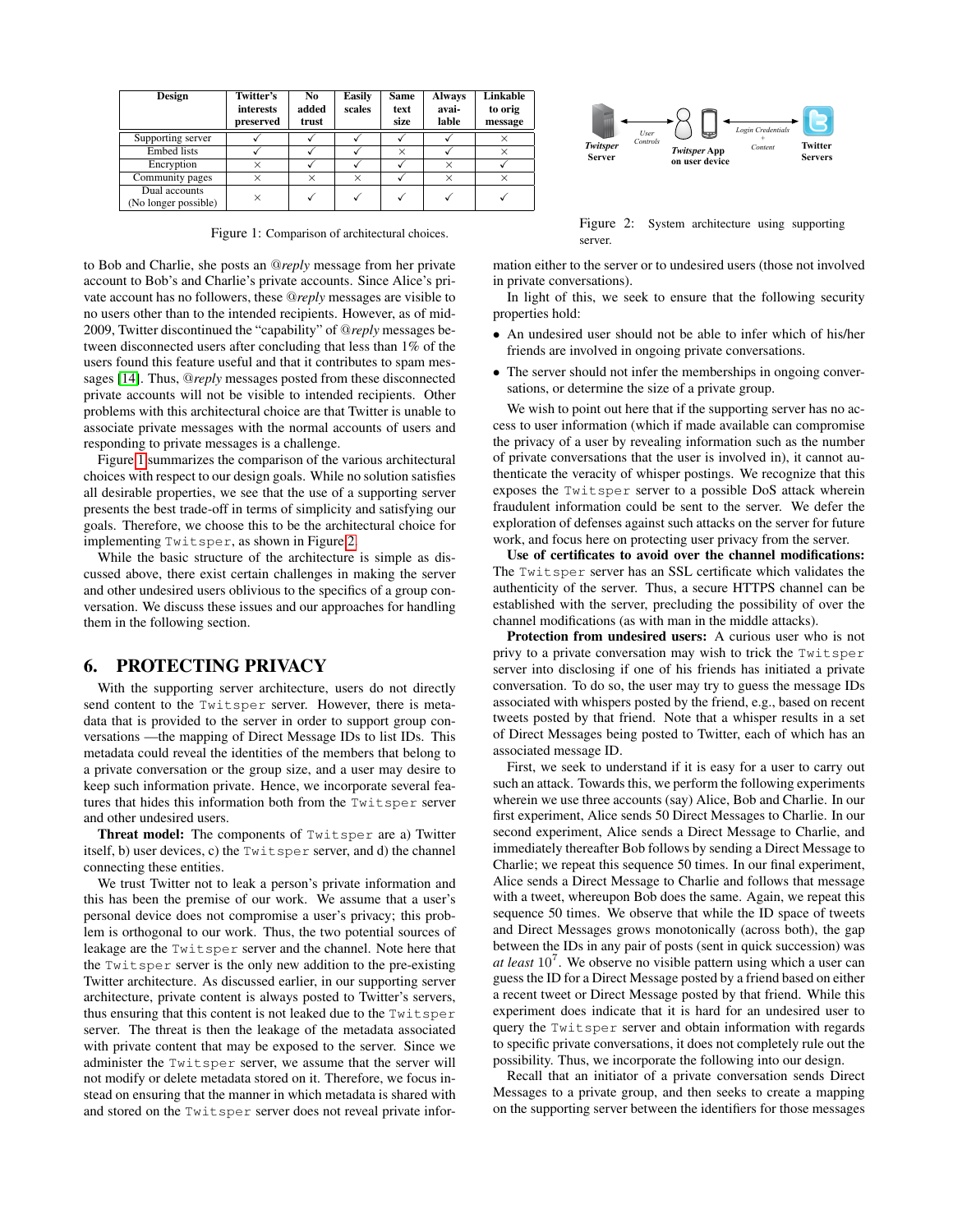| Design | Twitter's interests preserved | No added trust | Easily scales | Same text size | Always available | Linkable to orig message |
|---|---|---|---|---|---|---|
| Supporting server | ✓ | ✓ | ✓ | ✓ | ✓ | × |
| Embed lists | ✓ | ✓ | ✓ | × | ✓ | × |
| Encryption | × | ✓ | ✓ | ✓ | × | ✓ |
| Community pages | × | × | × | ✓ | × | × |
| Dual accounts (No longer possible) | × | ✓ | ✓ | ✓ | ✓ | ✓ |

Figure 1: Comparison of architectural choices.

Twitsper Server
User Controls
Twitsper App on user device
Login Credentials + Content
Twitter Servers

Figure 2: System architecture using supporting server.

to Bob and Charlie, she posts an *@reply* message from her private account to Bob's and Charlie's private accounts. Since Alice's private account has no followers, these *@reply* messages are visible to no users other than to the intended recipients. However, as of mid-2009, Twitter discontinued the "capability" of *@reply* messages between disconnected users after concluding that less than 1% of the users found this feature useful and that it contributes to spam messages [14]. Thus, *@reply* messages posted from these disconnected private accounts will not be visible to intended recipients. Other problems with this architectural choice are that Twitter is unable to associate private messages with the normal accounts of users and responding to private messages is a challenge.

Figure 1 summarizes the comparison of the various architectural choices with respect to our design goals. While no solution satisfies all desirable properties, we see that the use of a supporting server presents the best trade-off in terms of simplicity and satisfying our goals. Therefore, we choose this to be the architectural choice for implementing Twitsper, as shown in Figure 2.

While the basic structure of the architecture is simple as discussed above, there exist certain challenges in making the server and other undesired users oblivious to the specifics of a group conversation. We discuss these issues and our approaches for handling them in the following section.

## 6. PROTECTING PRIVACY

With the supporting server architecture, users do not directly send content to the Twitsper server. However, there is metadata that is provided to the server in order to support group conversations —the mapping of Direct Message IDs to list IDs. This metadata could reveal the identities of the members that belong to a private conversation or the group size, and a user may desire to keep such information private. Hence, we incorporate several features that hides this information both from the Twitsper server and other undesired users.

**Threat model:** The components of Twitsper are a) Twitter itself, b) user devices, c) the Twitsper server, and d) the channel connecting these entities.

We trust Twitter not to leak a person's private information and this has been the premise of our work. We assume that a user's personal device does not compromise a user's privacy; this problem is orthogonal to our work. Thus, the two potential sources of leakage are the Twitsper server and the channel. Note here that the Twitsper server is the only new addition to the pre-existing Twitter architecture. As discussed earlier, in our supporting server architecture, private content is always posted to Twitter's servers, thus ensuring that this content is not leaked due to the Twitsper server. The threat is then the leakage of the metadata associated with private content that may be exposed to the server. Since we administer the Twitsper server, we assume that the server will not modify or delete metadata stored on it. Therefore, we focus instead on ensuring that the manner in which metadata is shared with and stored on the Twitsper server does not reveal private information either to the server or to undesired users (those not involved in private conversations).

In light of this, we seek to ensure that the following security properties hold:

- An undesired user should not be able to infer which of his/her friends are involved in ongoing private conversations.
- The server should not infer the memberships in ongoing conversations, or determine the size of a private group.

We wish to point out here that if the supporting server has no access to user information (which if made available can compromise the privacy of a user by revealing information such as the number of private conversations that the user is involved in), it cannot authenticate the veracity of whisper postings. We recognize that this exposes the Twitsper server to a possible DoS attack wherein fraudulent information could be sent to the server. We defer the exploration of defenses against such attacks on the server for future work, and focus here on protecting user privacy from the server.

**Use of certificates to avoid over the channel modifications:** The Twitsper server has an SSL certificate which validates the authenticity of the server. Thus, a secure HTTPS channel can be established with the server, precluding the possibility of over the channel modifications (as with man in the middle attacks).

**Protection from undesired users:** A curious user who is not privy to a private conversation may wish to trick the Twitsper server into disclosing if one of his friends has initiated a private conversation. To do so, the user may try to guess the message IDs associated with whispers posted by the friend, e.g., based on recent tweets posted by that friend. Note that a whisper results in a set of Direct Messages being posted to Twitter, each of which has an associated message ID.

First, we seek to understand if it is easy for a user to carry out such an attack. Towards this, we perform the following experiments wherein we use three accounts (say) Alice, Bob and Charlie. In our first experiment, Alice sends 50 Direct Messages to Charlie. In our second experiment, Alice sends a Direct Message to Charlie, and immediately thereafter Bob follows by sending a Direct Message to Charlie; we repeat this sequence 50 times. In our final experiment, Alice sends a Direct Message to Charlie and follows that message with a tweet, whereupon Bob does the same. Again, we repeat this sequence 50 times. We observe that while the ID space of tweets and Direct Messages grows monotonically (across both), the gap between the IDs in any pair of posts (sent in quick succession) was *at least* $10^7$. We observe no visible pattern using which a user can guess the ID for a Direct Message posted by a friend based on either a recent tweet or Direct Message posted by that friend. While this experiment does indicate that it is hard for an undesired user to query the Twitsper server and obtain information with regards to specific private conversations, it does not completely rule out the possibility. Thus, we incorporate the following into our design.

Recall that an initiator of a private conversation sends Direct Messages to a private group, and then seeks to create a mapping on the supporting server between the identifiers for those messages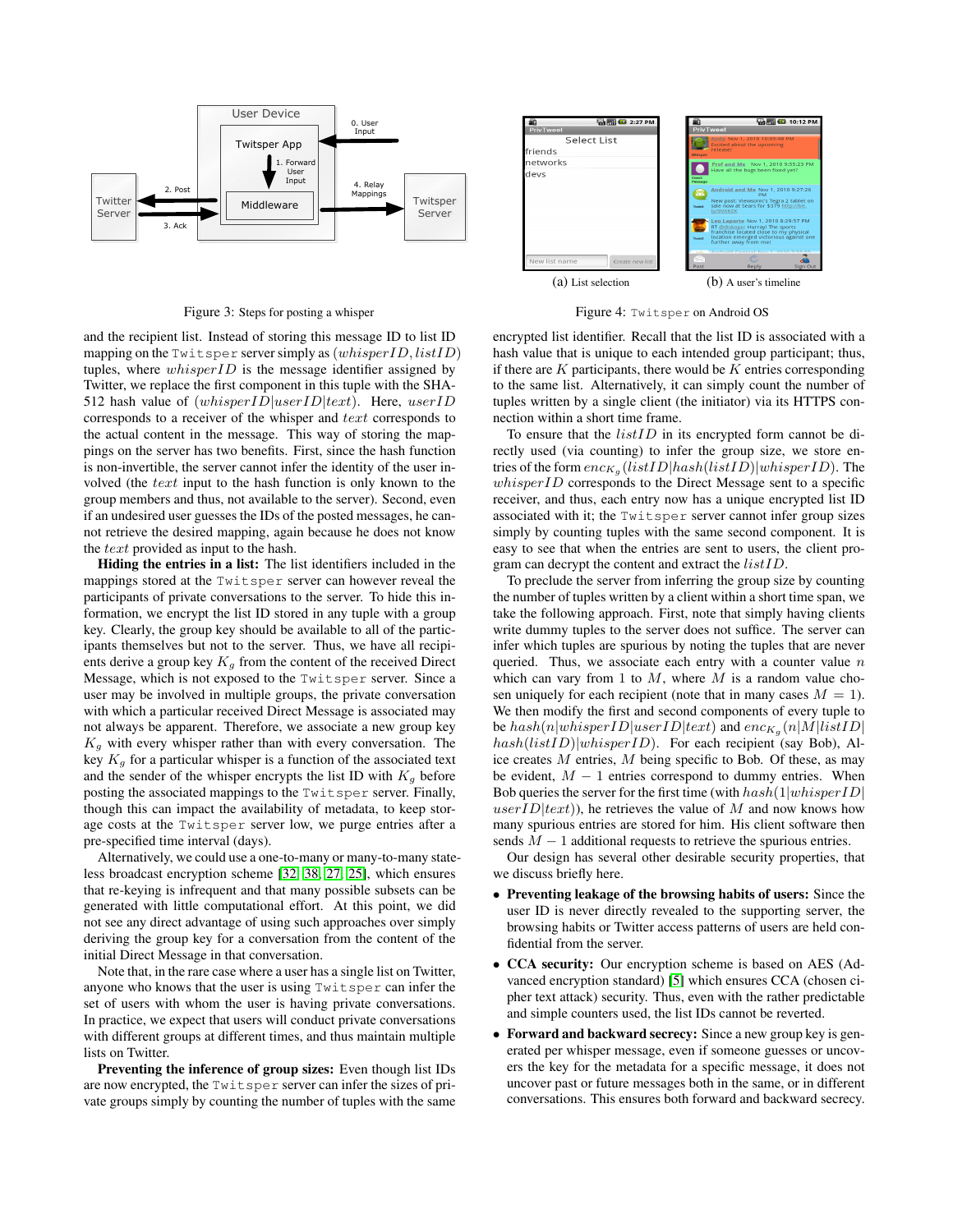User Device

Twitsper App

0. User Input

1. Forward User Input

Middleware

2. Post

3. Ack

4. Relay Mappings

Twitter Server

Twitsper Server

Figure 3: Steps for posting a whisper

(a) List selection

(b) A user's timeline

Figure 4: Twitsper on Android OS

and the recipient list. Instead of storing this message ID to list ID mapping on the Twitsper server simply as $(whisperID, listID)$ tuples, where $whisperID$ is the message identifier assigned by Twitter, we replace the first component in this tuple with the SHA-512 hash value of $(whisperID|userID|text)$. Here, $userID$ corresponds to a receiver of the whisper and $text$ corresponds to the actual content in the message. This way of storing the mappings on the server has two benefits. First, since the hash function is non-invertible, the server cannot infer the identity of the user involved (the $text$ input to the hash function is only known to the group members and thus, not available to the server). Second, even if an undesired user guesses the IDs of the posted messages, he cannot retrieve the desired mapping, again because he does not know the $text$ provided as input to the hash.

**Hiding the entries in a list:** The list identifiers included in the mappings stored at the Twitsper server can however reveal the participants of private conversations to the server. To hide this information, we encrypt the list ID stored in any tuple with a group key. Clearly, the group key should be available to all of the participants themselves but not to the server. Thus, we have all recipients derive a group key $K_g$ from the content of the received Direct Message, which is not exposed to the Twitsper server. Since a user may be involved in multiple groups, the private conversation with which a particular received Direct Message is associated may not always be apparent. Therefore, we associate a new group key $K_g$ with every whisper rather than with every conversation. The key $K_g$ for a particular whisper is a function of the associated text and the sender of the whisper encrypts the list ID with $K_g$ before posting the associated mappings to the Twitsper server. Finally, though this can impact the availability of metadata, to keep storage costs at the Twitsper server low, we purge entries after a pre-specified time interval (days).

Alternatively, we could use a one-to-many or many-to-many stateless broadcast encryption scheme [32, 38, 27, 25], which ensures that re-keying is infrequent and that many possible subsets can be generated with little computational effort. At this point, we did not see any direct advantage of using such approaches over simply deriving the group key for a conversation from the content of the initial Direct Message in that conversation.

Note that, in the rare case where a user has a single list on Twitter, anyone who knows that the user is using Twitsper can infer the set of users with whom the user is having private conversations. In practice, we expect that users will conduct private conversations with different groups at different times, and thus maintain multiple lists on Twitter.

**Preventing the inference of group sizes:** Even though list IDs are now encrypted, the Twitsper server can infer the sizes of private groups simply by counting the number of tuples with the same encrypted list identifier. Recall that the list ID is associated with a hash value that is unique to each intended group participant; thus, if there are $K$ participants, there would be $K$ entries corresponding to the same list. Alternatively, it can simply count the number of tuples written by a single client (the initiator) via its HTTPS connection within a short time frame.

To ensure that the $listID$ in its encrypted form cannot be directly used (via counting) to infer the group size, we store entries of the form $enc_{K_g}(listID|hash(listID)|whisperID)$. The $whisperID$ corresponds to the Direct Message sent to a specific receiver, and thus, each entry now has a unique encrypted list ID associated with it; the Twitsper server cannot infer group sizes simply by counting tuples with the same second component. It is easy to see that when the entries are sent to users, the client program can decrypt the content and extract the $listID$.

To preclude the server from inferring the group size by counting the number of tuples written by a client within a short time span, we take the following approach. First, note that simply having clients write dummy tuples to the server does not suffice. The server can infer which tuples are spurious by noting the tuples that are never queried. Thus, we associate each entry with a counter value $n$ which can vary from 1 to $M$, where $M$ is a random value chosen uniquely for each recipient (note that in many cases $M = 1$). We then modify the first and second components of every tuple to be $hash(n|whisperID|userID|text)$ and $enc_{K_g}(n|M|listID|hash(listID)|whisperID)$. For each recipient (say Bob), Alice creates $M$ entries, $M$ being specific to Bob. Of these, as may be evident, $M - 1$ entries correspond to dummy entries. When Bob queries the server for the first time (with $hash(1|whisperID|userID|text)$), he retrieves the value of $M$ and now knows how many spurious entries are stored for him. His client software then sends $M - 1$ additional requests to retrieve the spurious entries.

Our design has several other desirable security properties, that we discuss briefly here.

- **Preventing leakage of the browsing habits of users:** Since the user ID is never directly revealed to the supporting server, the browsing habits or Twitter access patterns of users are held confidential from the server.
- **CCA security:** Our encryption scheme is based on AES (Advanced encryption standard) [5] which ensures CCA (chosen cipher text attack) security. Thus, even with the rather predictable and simple counters used, the list IDs cannot be reverted.
- **Forward and backward secrecy:** Since a new group key is generated per whisper message, even if someone guesses or uncovers the key for the metadata for a specific message, it does not uncover past or future messages both in the same, or in different conversations. This ensures both forward and backward secrecy.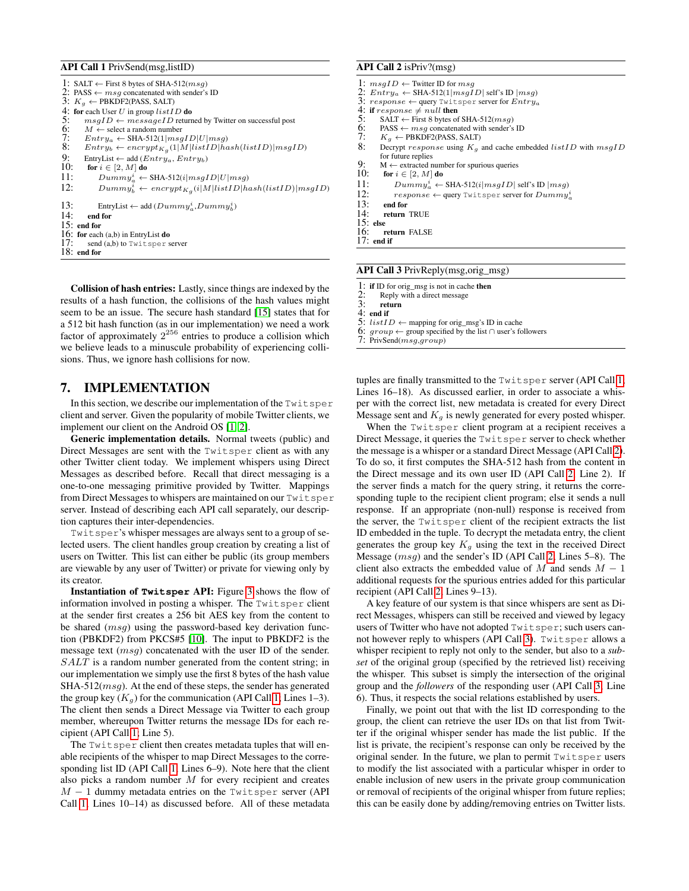**API Call 1** PrivSend(msg,listID)

```
1:  SALT ← First 8 bytes of SHA-512(msg)
2:  PASS ← msg concatenated with sender's ID
3:  K_g ← PBKDF2(PASS, SALT)
4:  for each User U in group listID do
5:      msgID ← messageID returned by Twitter on successful post
6:      M ← select a random number
7:      Entry_a ← SHA-512(1|msgID|U|msg)
8:      Entry_b ← encrypt_{K_g}(1|M|listID|hash(listID)|msgID)
9:      EntryList ← add (Entry_a, Entry_b)
10:     for i ∈ [2, M] do
11:         Dummy_a^i ← SHA-512(i|msgID|U|msg)
12:         Dummy_b^i ← encrypt_{K_g}(i|M|listID|hash(listID)|msgID)
13:         EntryList ← add (Dummy_a^i, Dummy_b^i)
14:     end for
15: end for
16: for each (a,b) in EntryList do
17:     send (a,b) to Twitsper server
18: end for
```

**API Call 2** isPriv?(msg)

```
1:  msgID ← Twitter ID for msg
2:  Entry_a ← SHA-512(1|msgID| self's ID |msg)
3:  response ← query Twitsper server for Entry_a
4:  if response ≠ null then
5:      SALT ← First 8 bytes of SHA-512(msg)
6:      PASS ← msg concatenated with sender's ID
7:      K_g ← PBKDF2(PASS, SALT)
8:      Decrypt response using K_g and cache embedded listID with msgID
        for future replies
9:      M ← extracted number for spurious queries
10:     for i ∈ [2, M] do
11:         Dummy_a^i ← SHA-512(i|msgID| self's ID |msg)
12:         response ← query Twitsper server for Dummy_a^i
13:     end for
14:     return TRUE
15: else
16:     return FALSE
17: end if
```

**API Call 3** PrivReply(msg,orig_msg)

```
1: if ID for orig_msg is not in cache then
2:     Reply with a direct message
3:     return
4: end if
5: listID ← mapping for orig_msg's ID in cache
6: group ← group specified by the list ∩ user's followers
7: PrivSend(msg,group)
```

**Collision of hash entries:** Lastly, since things are indexed by the results of a hash function, the collisions of the hash values might seem to be an issue. The secure hash standard [15] states that for a 512 bit hash function (as in our implementation) we need a work factor of approximately $2^{256}$ entries to produce a collision which we believe leads to a minuscule probability of experiencing collisions. Thus, we ignore hash collisions for now.

## 7. IMPLEMENTATION

In this section, we describe our implementation of the Twitsper client and server. Given the popularity of mobile Twitter clients, we implement our client on the Android OS [1, 2].

**Generic implementation details.** Normal tweets (public) and Direct Messages are sent with the Twitsper client as with any other Twitter client today. We implement whispers using Direct Messages as described before. Recall that direct messaging is a one-to-one messaging primitive provided by Twitter. Mappings from Direct Messages to whispers are maintained on our Twitsper server. Instead of describing each API call separately, our description captures their inter-dependencies.

Twitsper's whisper messages are always sent to a group of selected users. The client handles group creation by creating a list of users on Twitter. This list can either be public (its group members are viewable by any user of Twitter) or private for viewing only by its creator.

**Instantiation of Twitsper API:** Figure 3 shows the flow of information involved in posting a whisper. The Twitsper client at the sender first creates a 256 bit AES key from the content to be shared ($msg$) using the password-based key derivation function (PBKDF2) from PKCS#5 [10]. The input to PBKDF2 is the message text ($msg$) concatenated with the user ID of the sender. $SALT$ is a random number generated from the content string; in our implementation we simply use the first 8 bytes of the hash value SHA-512($msg$). At the end of these steps, the sender has generated the group key ($K_g$) for the communication (API Call 1, Lines 1–3). The client then sends a Direct Message via Twitter to each group member, whereupon Twitter returns the message IDs for each recipient (API Call 1, Line 5).

The Twitsper client then creates metadata tuples that will enable recipients of the whisper to map Direct Messages to the corresponding list ID (API Call 1, Lines 6–9). Note here that the client also picks a random number $M$ for every recipient and creates $M-1$ dummy metadata entries on the Twitsper server (API Call 1, Lines 10–14) as discussed before. All of these metadata tuples are finally transmitted to the Twitsper server (API Call 1, Lines 16–18). As discussed earlier, in order to associate a whisper with the correct list, new metadata is created for every Direct Message sent and $K_g$ is newly generated for every posted whisper.

When the Twitsper client program at a recipient receives a Direct Message, it queries the Twitsper server to check whether the message is a whisper or a standard Direct Message (API Call 2). To do so, it first computes the SHA-512 hash from the content in the Direct message and its own user ID (API Call 2, Line 2). If the server finds a match for the query string, it returns the corresponding tuple to the recipient client program; else it sends a null response. If an appropriate (non-null) response is received from the server, the Twitsper client of the recipient extracts the list ID embedded in the tuple. To decrypt the metadata entry, the client generates the group key $K_g$ using the text in the received Direct Message ($msg$) and the sender's ID (API Call 2, Lines 5–8). The client also extracts the embedded value of $M$ and sends $M-1$ additional requests for the spurious entries added for this particular recipient (API Call 2, Lines 9–13).

A key feature of our system is that since whispers are sent as Direct Messages, whispers can still be received and viewed by legacy users of Twitter who have not adopted Twitsper; such users cannot however reply to whispers (API Call 3). Twitsper allows a whisper recipient to reply not only to the sender, but also to a *subset* of the original group (specified by the retrieved list) receiving the whisper. This subset is simply the intersection of the original group and the *followers* of the responding user (API Call 3, Line 6). Thus, it respects the social relations established by users.

Finally, we point out that with the list ID corresponding to the group, the client can retrieve the user IDs on that list from Twitter if the original whisper sender has made the list public. If the list is private, the recipient's response can only be received by the original sender. In the future, we plan to permit Twitsper users to modify the list associated with a particular whisper in order to enable inclusion of new users in the private group communication or removal of recipients of the original whisper from future replies; this can be easily done by adding/removing entries on Twitter lists.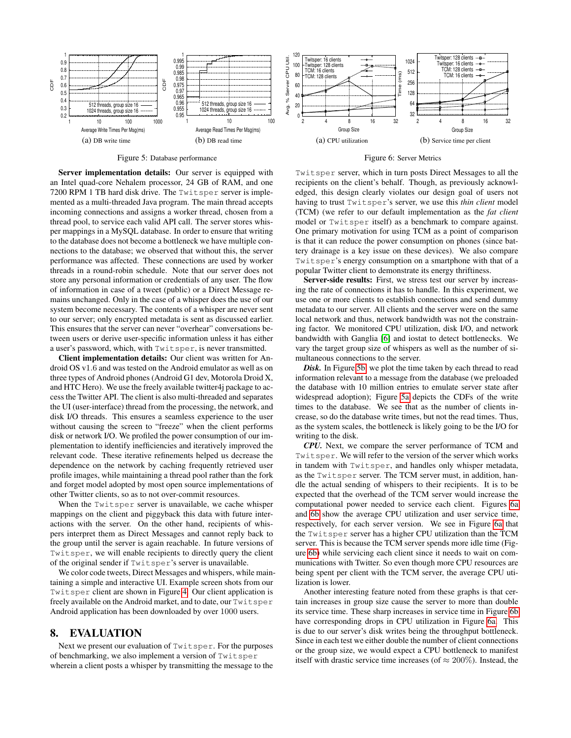CDF

1
0.9
0.8
0.7
0.6
0.5
0.4
0.3
0.2

1 10 100 1000

Average Write Times Per Msg(ms)

512 threads, group size 16
1024 threads, group size 16

(a) DB write time

CDF

1
0.995
0.99
0.985
0.98
0.975
0.97
0.965
0.96
0.955
0.95

1 10 100

Average Read Times Per Msg(ms)

512 threads, group size 16
1024 threads, group size 16

(b) DB read time

Figure 5: Database performance

Avg. % Server CPU Util.

120
100
80
60
40
20
0

2 4 8 16 32

Group Size

Twitsper: 16 clients
Twitsper: 128 clients
TCM: 16 clients
TCM: 128 clients

(a) CPU utilization

Time (ms)

1024
512
256
128
64
32

2 4 8 16 32

Group Size

Twitsper: 128 clients
Twitsper: 16 clients
TCM: 128 clients
TCM: 16 clients

(b) Service time per client

Figure 6: Server Metrics

**Server implementation details:** Our server is equipped with an Intel quad-core Nehalem processor, 24 GB of RAM, and one 7200 RPM 1 TB hard disk drive. The Twitsper server is implemented as a multi-threaded Java program. The main thread accepts incoming connections and assigns a worker thread, chosen from a thread pool, to service each valid API call. The server stores whisper mappings in a MySQL database. In order to ensure that writing to the database does not become a bottleneck we have multiple connections to the database; we observed that without this, the server performance was affected. These connections are used by worker threads in a round-robin schedule. Note that our server does not store any personal information or credentials of any user. The flow of information in case of a tweet (public) or a Direct Message remains unchanged. Only in the case of a whisper does the use of our system become necessary. The contents of a whisper are never sent to our server; only encrypted metadata is sent as discussed earlier. This ensures that the server can never "overhear" conversations between users or derive user-specific information unless it has either a user's password, which, with Twitsper, is never transmitted.

**Client implementation details:** Our client was written for Android OS v1.6 and was tested on the Android emulator as well as on three types of Android phones (Android G1 dev, Motorola Droid X, and HTC Hero). We use the freely available twitter4j package to access the Twitter API. The client is also multi-threaded and separates the UI (user-interface) thread from the processing, the network, and disk I/O threads. This ensures a seamless experience to the user without causing the screen to "freeze" when the client performs disk or network I/O. We profiled the power consumption of our implementation to identify inefficiencies and iteratively improved the relevant code. These iterative refinements helped us decrease the dependence on the network by caching frequently retrieved user profile images, while maintaining a thread pool rather than the fork and forget model adopted by most open source implementations of other Twitter clients, so as to not over-commit resources.

When the Twitsper server is unavailable, we cache whisper mappings on the client and piggyback this data with future interactions with the server. On the other hand, recipients of whispers interpret them as Direct Messages and cannot reply back to the group until the server is again reachable. In future versions of Twitsper, we will enable recipients to directly query the client of the original sender if Twitsper's server is unavailable.

We color code tweets, Direct Messages and whispers, while maintaining a simple and interactive UI. Example screen shots from our Twitsper client are shown in Figure 4. Our client application is freely available on the Android market, and to date, our Twitsper Android application has been downloaded by over 1000 users.

## 8. EVALUATION

Next we present our evaluation of Twitsper. For the purposes of benchmarking, we also implement a version of Twitsper wherein a client posts a whisper by transmitting the message to the Twitsper server, which in turn posts Direct Messages to all the recipients on the client's behalf. Though, as previously acknowledged, this design clearly violates our design goal of users not having to trust Twitsper's server, we use this *thin client* model (TCM) (we refer to our default implementation as the *fat client* model or Twitsper itself) as a benchmark to compare against. One primary motivation for using TCM as a point of comparison is that it can reduce the power consumption on phones (since battery drainage is a key issue on these devices). We also compare Twitsper's energy consumption on a smartphone with that of a popular Twitter client to demonstrate its energy thriftiness.

**Server-side results:** First, we stress test our server by increasing the rate of connections it has to handle. In this experiment, we use one or more clients to establish connections and send dummy metadata to our server. All clients and the server were on the same local network and thus, network bandwidth was not the constraining factor. We monitored CPU utilization, disk I/O, and network bandwidth with Ganglia [6] and iostat to detect bottlenecks. We vary the target group size of whispers as well as the number of simultaneous connections to the server.

***Disk.*** In Figure 5b, we plot the time taken by each thread to read information relevant to a message from the database (we preloaded the database with 10 million entries to emulate server state after widespread adoption); Figure 5a depicts the CDFs of the write times to the database. We see that as the number of clients increase, so do the database write times, but not the read times. Thus, as the system scales, the bottleneck is likely going to be the I/O for writing to the disk.

***CPU.*** Next, we compare the server performance of TCM and Twitsper. We will refer to the version of the server which works in tandem with Twitsper, and handles only whisper metadata, as the Twitsper server. The TCM server must, in addition, handle the actual sending of whispers to their recipients. It is to be expected that the overhead of the TCM server would increase the computational power needed to service each client. Figures 6a and 6b show the average CPU utilization and user service time, respectively, for each server version. We see in Figure 6a that the Twitsper server has a higher CPU utilization than the TCM server. This is because the TCM server spends more idle time (Figure 6b) while servicing each client since it needs to wait on communications with Twitter. So even though more CPU resources are being spent per client with the TCM server, the average CPU utilization is lower.

Another interesting feature noted from these graphs is that certain increases in group size cause the server to more than double its service time. These sharp increases in service time in Figure 6b have corresponding drops in CPU utilization in Figure 6a. This is due to our server's disk writes being the throughput bottleneck. Since in each test we either double the number of client connections or the group size, we would expect a CPU bottleneck to manifest itself with drastic service time increases (of $\approx 200\%$). Instead, the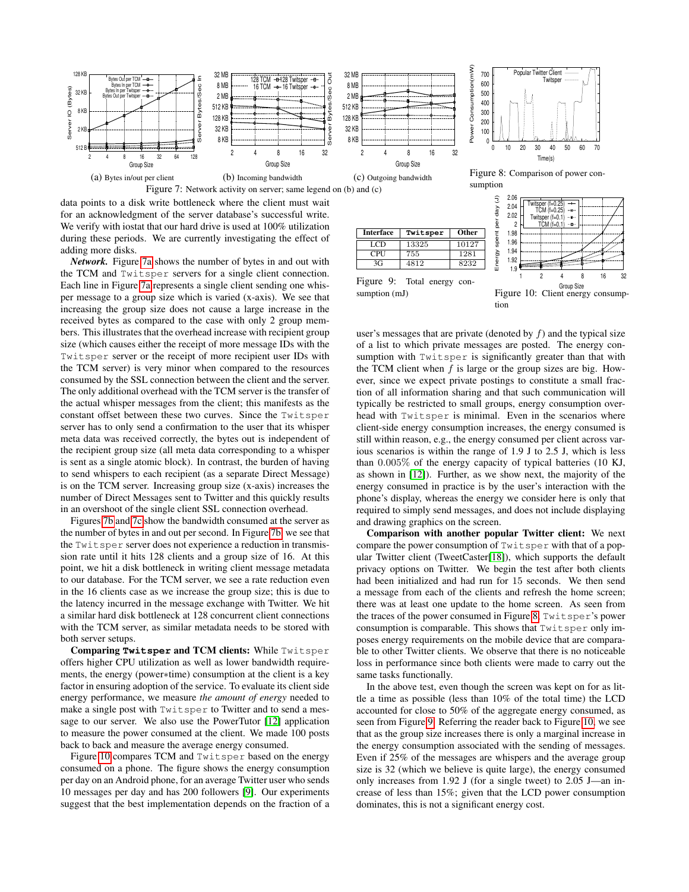(a) Bytes in/out per client

(b) Incoming bandwidth

(c) Outgoing bandwidth

Figure 7: Network activity on server; same legend on (b) and (c)

Figure 8: Comparison of power consumption

data points to a disk write bottleneck where the client must wait for an acknowledgment of the server database's successful write. We verify with iostat that our hard drive is used at 100% utilization during these periods. We are currently investigating the effect of adding more disks.

***Network.*** Figure 7a shows the number of bytes in and out with the TCM and Twitsper servers for a single client connection. Each line in Figure 7a represents a single client sending one whisper message to a group size which is varied (x-axis). We see that increasing the group size does not cause a large increase in the received bytes as compared to the case with only 2 group members. This illustrates that the overhead increase with recipient group size (which causes either the receipt of more message IDs with the Twitsper server or the receipt of more recipient user IDs with the TCM server) is very minor when compared to the resources consumed by the SSL connection between the client and the server. The only additional overhead with the TCM server is the transfer of the actual whisper messages from the client; this manifests as the constant offset between these two curves. Since the Twitsper server has to only send a confirmation to the user that its whisper meta data was received correctly, the bytes out is independent of the recipient group size (all meta data corresponding to a whisper is sent as a single atomic block). In contrast, the burden of having to send whispers to each recipient (as a separate Direct Message) is on the TCM server. Increasing group size (x-axis) increases the number of Direct Messages sent to Twitter and this quickly results in an overshoot of the single client SSL connection overhead.

Figures 7b and 7c show the bandwidth consumed at the server as the number of bytes in and out per second. In Figure 7b, we see that the Twitsper server does not experience a reduction in transmission rate until it hits 128 clients and a group size of 16. At this point, we hit a disk bottleneck in writing client message metadata to our database. For the TCM server, we see a rate reduction even in the 16 clients case as we increase the group size; this is due to the latency incurred in the message exchange with Twitter. We hit a similar hard disk bottleneck at 128 concurrent client connections with the TCM server, as similar metadata needs to be stored with both server setups.

**Comparing Twitsper and TCM clients:** While Twitsper offers higher CPU utilization as well as lower bandwidth requirements, the energy (power∗time) consumption at the client is a key factor in ensuring adoption of the service. To evaluate its client side energy performance, we measure *the amount of energy* needed to make a single post with Twitsper to Twitter and to send a message to our server. We also use the PowerTutor [12] application to measure the power consumed at the client. We made 100 posts back to back and measure the average energy consumed.

Figure 10 compares TCM and Twitsper based on the energy consumed on a phone. The figure shows the energy consumption per day on an Android phone, for an average Twitter user who sends 10 messages per day and has 200 followers [9]. Our experiments suggest that the best implementation depends on the fraction of a

| Interface | Twitsper | Other |
| --- | --- | --- |
| LCD | 13325 | 10127 |
| CPU | 755 | 1281 |
| 3G | 4812 | 8232 |

Figure 9: Total energy consumption (mJ)

Figure 10: Client energy consumption

user's messages that are private (denoted by $f$) and the typical size of a list to which private messages are posted. The energy consumption with Twitsper is significantly greater than that with the TCM client when $f$ is large or the group sizes are big. However, since we expect private postings to constitute a small fraction of all information sharing and that such communication will typically be restricted to small groups, energy consumption overhead with Twitsper is minimal. Even in the scenarios where client-side energy consumption increases, the energy consumed is still within reason, e.g., the energy consumed per client across various scenarios is within the range of 1.9 J to 2.5 J, which is less than 0.005% of the energy capacity of typical batteries (10 KJ, as shown in [12]). Further, as we show next, the majority of the energy consumed in practice is by the user's interaction with the phone's display, whereas the energy we consider here is only that required to simply send messages, and does not include displaying and drawing graphics on the screen.

**Comparison with another popular Twitter client:** We next compare the power consumption of Twitsper with that of a popular Twitter client (TweetCaster[18]), which supports the default privacy options on Twitter. We begin the test after both clients had been initialized and had run for 15 seconds. We then send a message from each of the clients and refresh the home screen; there was at least one update to the home screen. As seen from the traces of the power consumed in Figure 8, Twitsper's power consumption is comparable. This shows that Twitsper only imposes energy requirements on the mobile device that are comparable to other Twitter clients. We observe that there is no noticeable loss in performance since both clients were made to carry out the same tasks functionally.

In the above test, even though the screen was kept on for as little a time as possible (less than 10% of the total time) the LCD accounted for close to 50% of the aggregate energy consumed, as seen from Figure 9. Referring the reader back to Figure 10, we see that as the group size increases there is only a marginal increase in the energy consumption associated with the sending of messages. Even if 25% of the messages are whispers and the average group size is 32 (which we believe is quite large), the energy consumed only increases from 1.92 J (for a single tweet) to 2.05 J—an increase of less than 15%; given that the LCD power consumption dominates, this is not a significant energy cost.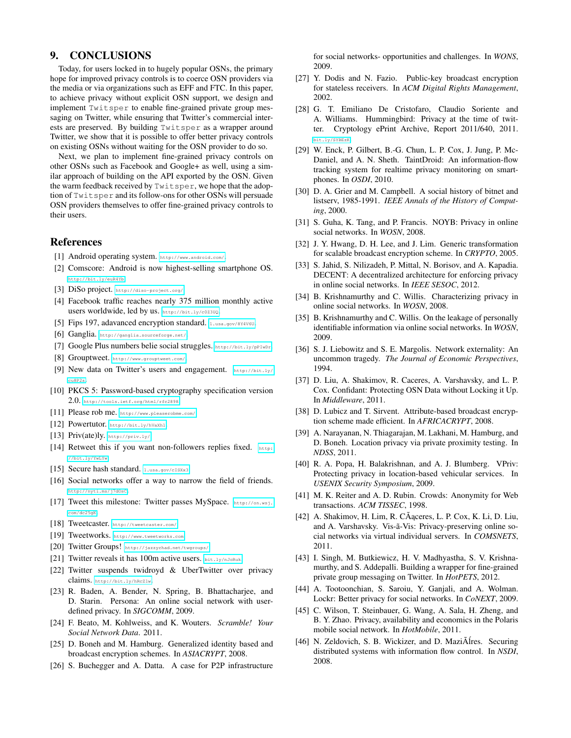## 9. CONCLUSIONS

Today, for users locked in to hugely popular OSNs, the primary hope for improved privacy controls is to coerce OSN providers via the media or via organizations such as EFF and FTC. In this paper, to achieve privacy without explicit OSN support, we design and implement Twitsper to enable fine-grained private group messaging on Twitter, while ensuring that Twitter's commercial interests are preserved. By building Twitsper as a wrapper around Twitter, we show that it is possible to offer better privacy controls on existing OSNs without waiting for the OSN provider to do so.

Next, we plan to implement fine-grained privacy controls on other OSNs such as Facebook and Google+ as well, using a similar approach of building on the API exported by the OSN. Given the warm feedback received by Twitsper, we hope that the adoption of Twitsper and its follow-ons for other OSNs will persuade OSN providers themselves to offer fine-grained privacy controls to their users.

## References

[1] Android operating system. http://www.android.com/.

[2] Comscore: Android is now highest-selling smartphone OS. http://bit.ly/euR4Yb.

[3] DiSo project. http://diso-project.org/.

[4] Facebook traffic reaches nearly 375 million monthly active users worldwide, led by us. http://bit.ly/c0Z3UQ.

[5] Fips 197, adavanced encryption standard. 1.usa.gov/8Y4V6U.

[6] Ganglia. http://ganglia.sourceforge.net/.

[7] Google Plus numbers belie social struggles. http://bit.ly/pPIwDr.

[8] Grouptweet. http://www.grouptweet.com/.

[9] New data on Twitter's users and engagement. http://bit.ly/cu8P2s.

[10] PKCS 5: Password-based cryptography specification version 2.0. http://tools.ietf.org/html/rfc2898.

[11] Please rob me. http://www.pleaserobme.com/.

[12] Powertutor. http://bit.ly/hVaXh1.

[13] Priv(ate)ly. http://priv.ly/.

[14] Retweet this if you want non-followers replies fixed. http://bit.ly/YwLYw.

[15] Secure hash standard. 1.usa.gov/cISXx3.

[16] Social networks offer a way to narrow the field of friends. http://nyti.ms/j7d0sC.

[17] Tweet this milestone: Twitter passes MySpace. http://on.wsj.com/dc25gK.

[18] Tweetcaster. http://tweetcaster.com/.

[19] Tweetworks. http://www.tweetworks.com.

[20] Twitter Groups! http://jazzychad.net/twgroups/.

[21] Twitter reveals it has 100m active users. bit.ly/nJoRuk.

[22] Twitter suspends twidroyd & UberTwitter over privacy claims. http://bit.ly/hRc21w.

[23] R. Baden, A. Bender, N. Spring, B. Bhattacharjee, and D. Starin. Persona: An online social network with user-defined privacy. In *SIGCOMM*, 2009.

[24] F. Beato, M. Kohlweiss, and K. Wouters. *Scramble! Your Social Network Data*. 2011.

[25] D. Boneh and M. Hamburg. Generalized identity based and broadcast encryption schemes. In *ASIACRYPT*, 2008.

[26] S. Buchegger and A. Datta. A case for P2P infrastructure for social networks- opportunities and challenges. In *WONS*, 2009.

[27] Y. Dodis and N. Fazio. Public-key broadcast encryption for stateless receivers. In *ACM Digital Rights Management*, 2002.

[28] G. T. Emiliano De Cristofaro, Claudio Soriente and A. Williams. Hummingbird: Privacy at the time of twitter. Cryptology ePrint Archive, Report 2011/640, 2011. bit.ly/SYBEzK.

[29] W. Enck, P. Gilbert, B.-G. Chun, L. P. Cox, J. Jung, P. McDaniel, and A. N. Sheth. TaintDroid: An information-flow tracking system for realtime privacy monitoring on smartphones. In *OSDI*, 2010.

[30] D. A. Grier and M. Campbell. A social history of bitnet and listserv, 1985-1991. *IEEE Annals of the History of Computing*, 2000.

[31] S. Guha, K. Tang, and P. Francis. NOYB: Privacy in online social networks. In *WOSN*, 2008.

[32] J. Y. Hwang, D. H. Lee, and J. Lim. Generic transformation for scalable broadcast encryption scheme. In *CRYPTO*, 2005.

[33] S. Jahid, S. Nilizadeh, P. Mittal, N. Borisov, and A. Kapadia. DECENT: A decentralized architecture for enforcing privacy in online social networks. In *IEEE SESOC*, 2012.

[34] B. Krishnamurthy and C. Willis. Characterizing privacy in online social networks. In *WOSN*, 2008.

[35] B. Krishnamurthy and C. Willis. On the leakage of personally identifiable information via online social networks. In *WOSN*, 2009.

[36] S. J. Liebowitz and S. E. Margolis. Network externality: An uncommon tragedy. *The Journal of Economic Perspectives*, 1994.

[37] D. Liu, A. Shakimov, R. Caceres, A. Varshavsky, and L. P. Cox. Confidant: Protecting OSN Data without Locking it Up. In *Middleware*, 2011.

[38] D. Lubicz and T. Sirvent. Attribute-based broadcast encryption scheme made efficient. In *AFRICACRYPT*, 2008.

[39] A. Narayanan, N. Thiagarajan, M. Lakhani, M. Hamburg, and D. Boneh. Location privacy via private proximity testing. In *NDSS*, 2011.

[40] R. A. Popa, H. Balakrishnan, and A. J. Blumberg. VPriv: Protecting privacy in location-based vehicular services. In *USENIX Security Symposium*, 2009.

[41] M. K. Reiter and A. D. Rubin. Crowds: Anonymity for Web transactions. *ACM TISSEC*, 1998.

[42] A. Shakimov, H. Lim, R. CÃąceres, L. P. Cox, K. Li, D. Liu, and A. Varshavsky. Vis-ã-Vis: Privacy-preserving online social networks via virtual individual servers. In *COMSNETS*, 2011.

[43] I. Singh, M. Butkiewicz, H. V. Madhyastha, S. V. Krishnamurthy, and S. Addepalli. Building a wrapper for fine-grained private group messaging on Twitter. In *HotPETS*, 2012.

[44] A. Tootoonchian, S. Saroiu, Y. Ganjali, and A. Wolman. Lockr: Better privacy for social networks. In *CoNEXT*, 2009.

[45] C. Wilson, T. Steinbauer, G. Wang, A. Sala, H. Zheng, and B. Y. Zhao. Privacy, availability and economics in the Polaris mobile social network. In *HotMobile*, 2011.

[46] N. Zeldovich, S. B. Wickizer, and D. MaziÃÍres. Securing distributed systems with information flow control. In *NSDI*, 2008.